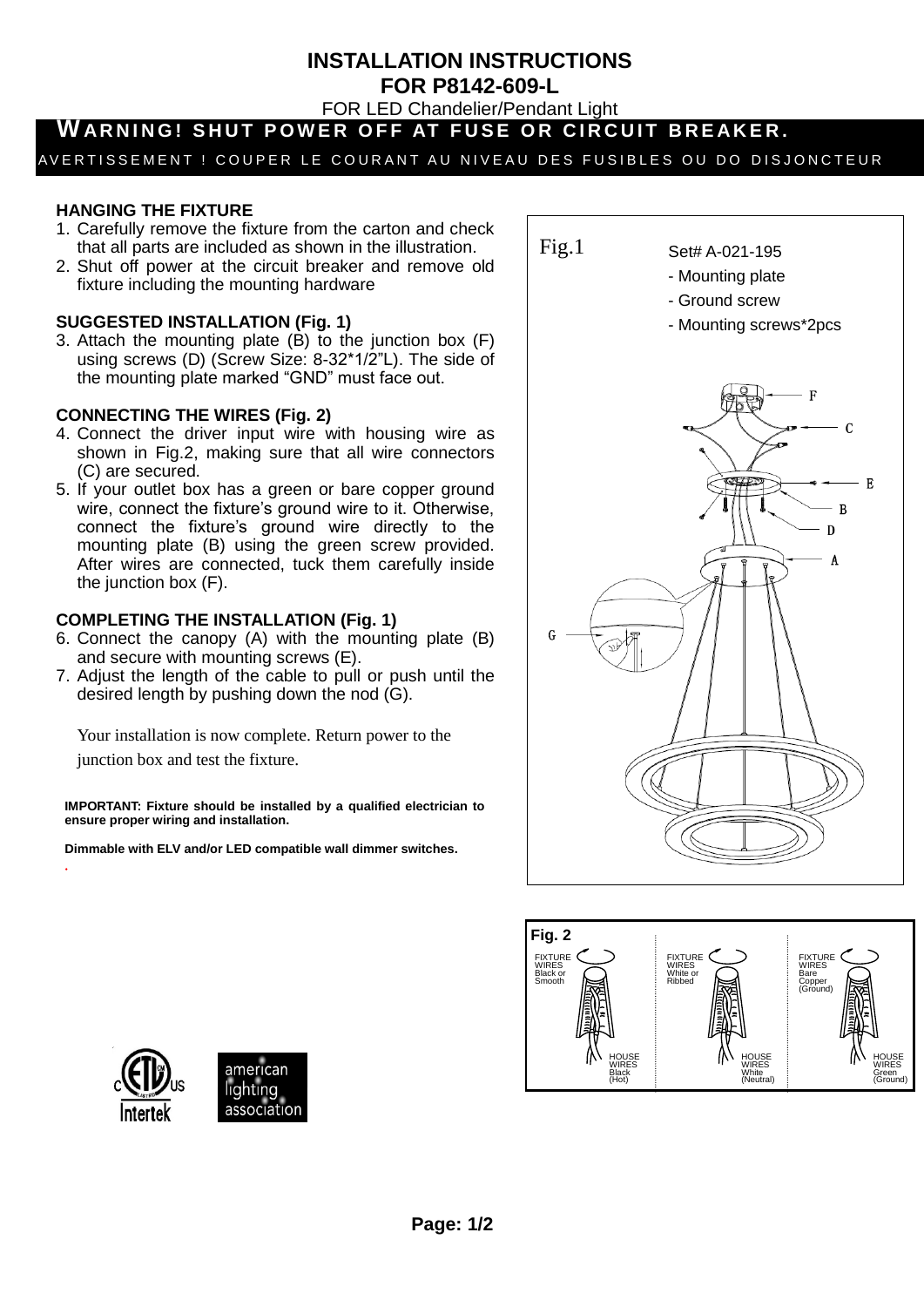# INSTALLATION INSTRUCTIONS
# FOR P8142-609-L

FOR LED Chandelier/Pendant Light

**WARNING! SHUT POWER OFF AT FUSE OR CIRCUIT BREAKER.**

AVERTISSEMENT ! COUPER LE COURANT AU NIVEAU DES FUSIBLES OU DO DISJONCTEUR

### HANGING THE FIXTURE

1. Carefully remove the fixture from the carton and check that all parts are included as shown in the illustration.
2. Shut off power at the circuit breaker and remove old fixture including the mounting hardware

### SUGGESTED INSTALLATION (Fig. 1)

3. Attach the mounting plate (B) to the junction box (F) using screws (D) (Screw Size: 8-32*1/2"L). The side of the mounting plate marked "GND" must face out.

### CONNECTING THE WIRES (Fig. 2)

4. Connect the driver input wire with housing wire as shown in Fig.2, making sure that all wire connectors (C) are secured.
5. If your outlet box has a green or bare copper ground wire, connect the fixture's ground wire to it. Otherwise, connect the fixture's ground wire directly to the mounting plate (B) using the green screw provided. After wires are connected, tuck them carefully inside the junction box (F).

### COMPLETING THE INSTALLATION (Fig. 1)

6. Connect the canopy (A) with the mounting plate (B) and secure with mounting screws (E).
7. Adjust the length of the cable to pull or push until the desired length by pushing down the nod (G).

Your installation is now complete. Return power to the junction box and test the fixture.

**IMPORTANT: Fixture should be installed by a qualified electrician to ensure proper wiring and installation.**

**Dimmable with ELV and/or LED compatible wall dimmer switches.**

Fig.1

Set# A-021-195
- Mounting plate
- Ground screw
- Mounting screws*2pcs

F, C, E, B, D, A, G

**Fig. 2**

| FIXTURE WIRES Black or Smooth | FIXTURE WIRES White or Ribbed | FIXTURE WIRES Bare Copper (Ground) |
|---|---|---|
| HOUSE WIRES Black (Hot) | HOUSE WIRES White (Neutral) | HOUSE WIRES Green (Ground) |

Intertek

american lighting association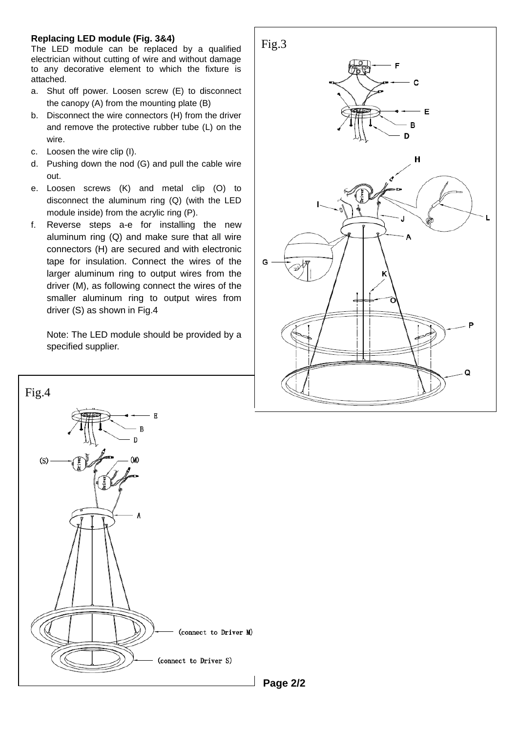**Replacing LED module (Fig. 3&4)**

The LED module can be replaced by a qualified electrician without cutting of wire and without damage to any decorative element to which the fixture is attached.

a. Shut off power. Loosen screw (E) to disconnect the canopy (A) from the mounting plate (B)
b. Disconnect the wire connectors (H) from the driver and remove the protective rubber tube (L) on the wire.
c. Loosen the wire clip (I).
d. Pushing down the nod (G) and pull the cable wire out.
e. Loosen screws (K) and metal clip (O) to disconnect the aluminum ring (Q) (with the LED module inside) from the acrylic ring (P).
f. Reverse steps a-e for installing the new aluminum ring (Q) and make sure that all wire connectors (H) are secured and with electronic tape for insulation. Connect the wires of the larger aluminum ring to output wires from the driver (M), as following connect the wires of the smaller aluminum ring to output wires from driver (S) as shown in Fig.4

   Note: The LED module should be provided by a specified supplier.

Fig.3

F
C
E
B
D
H
I
L
J
A
G
K
O
P
Q

Fig.4

E
B
D
(S)
(M)
A
(connect to Driver M)
(connect to Driver S)